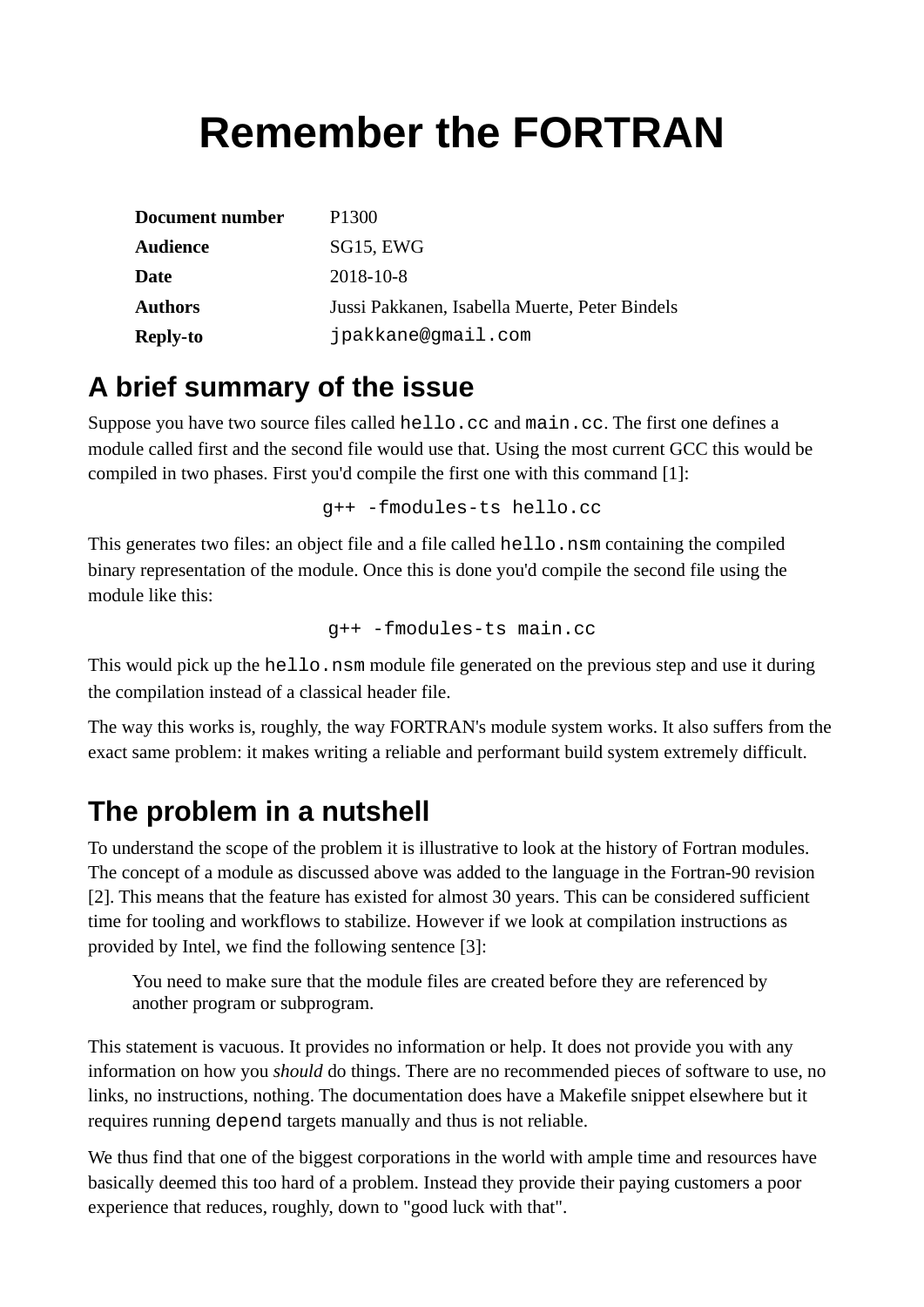# Remember the FORTRAN

| | |
|---|---|
| **Document number** | P1300 |
| **Audience** | SG15, EWG |
| **Date** | 2018-10-8 |
| **Authors** | Jussi Pakkanen, Isabella Muerte, Peter Bindels |
| **Reply-to** | `jpakkane@gmail.com` |

## A brief summary of the issue

Suppose you have two source files called `hello.cc` and `main.cc`. The first one defines a module called first and the second file would use that. Using the most current GCC this would be compiled in two phases. First you'd compile the first one with this command [1]:

```
g++ -fmodules-ts hello.cc
```

This generates two files: an object file and a file called `hello.nsm` containing the compiled binary representation of the module. Once this is done you'd compile the second file using the module like this:

```
g++ -fmodules-ts main.cc
```

This would pick up the `hello.nsm` module file generated on the previous step and use it during the compilation instead of a classical header file.

The way this works is, roughly, the way FORTRAN's module system works. It also suffers from the exact same problem: it makes writing a reliable and performant build system extremely difficult.

## The problem in a nutshell

To understand the scope of the problem it is illustrative to look at the history of Fortran modules. The concept of a module as discussed above was added to the language in the Fortran-90 revision [2]. This means that the feature has existed for almost 30 years. This can be considered sufficient time for tooling and workflows to stabilize. However if we look at compilation instructions as provided by Intel, we find the following sentence [3]:

> You need to make sure that the module files are created before they are referenced by another program or subprogram.

This statement is vacuous. It provides no information or help. It does not provide you with any information on how you *should* do things. There are no recommended pieces of software to use, no links, no instructions, nothing. The documentation does have a Makefile snippet elsewhere but it requires running `depend` targets manually and thus is not reliable.

We thus find that one of the biggest corporations in the world with ample time and resources have basically deemed this too hard of a problem. Instead they provide their paying customers a poor experience that reduces, roughly, down to "good luck with that".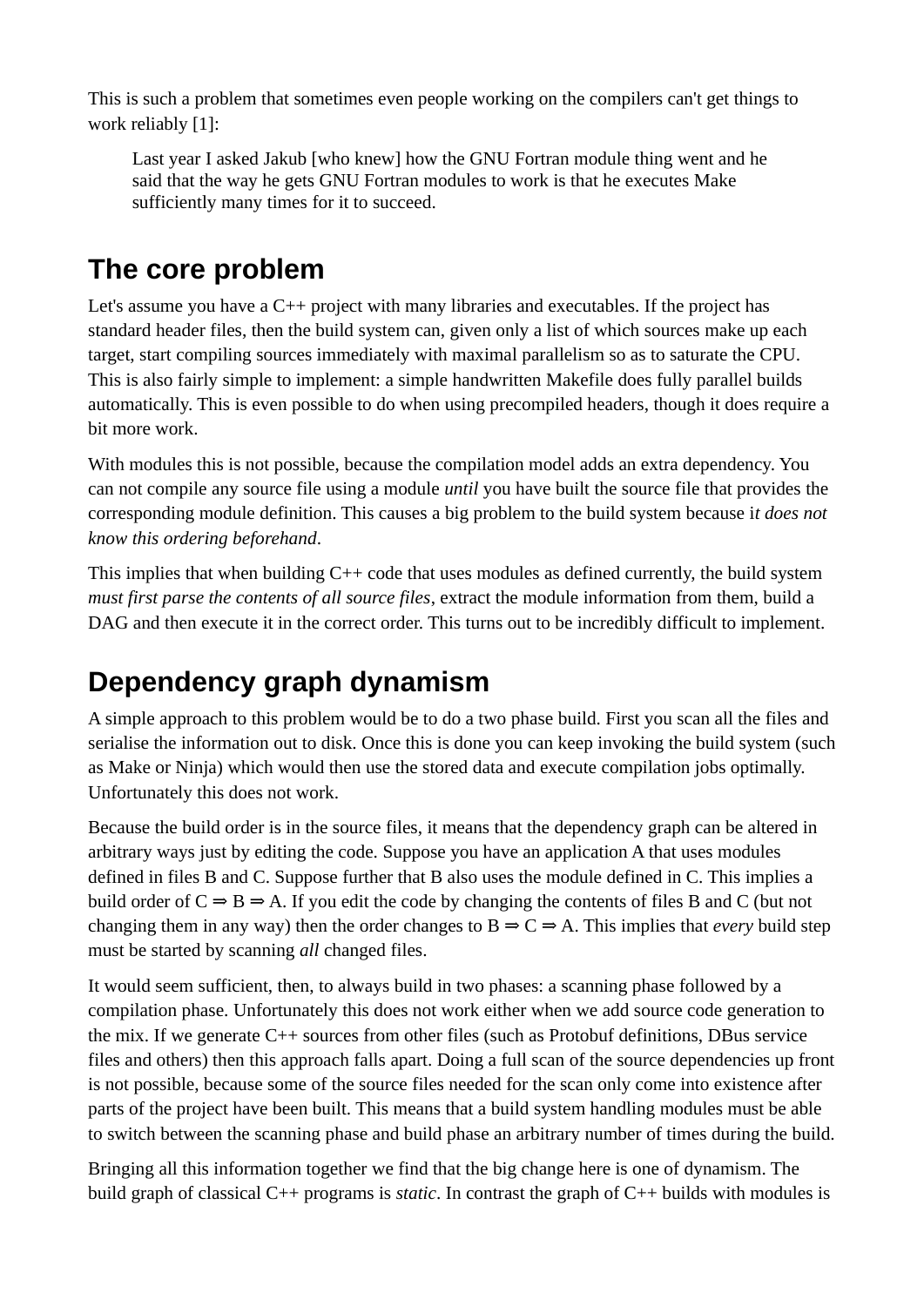This is such a problem that sometimes even people working on the compilers can't get things to work reliably [1]:

> Last year I asked Jakub [who knew] how the GNU Fortran module thing went and he said that the way he gets GNU Fortran modules to work is that he executes Make sufficiently many times for it to succeed.

## The core problem

Let's assume you have a C++ project with many libraries and executables. If the project has standard header files, then the build system can, given only a list of which sources make up each target, start compiling sources immediately with maximal parallelism so as to saturate the CPU. This is also fairly simple to implement: a simple handwritten Makefile does fully parallel builds automatically. This is even possible to do when using precompiled headers, though it does require a bit more work.

With modules this is not possible, because the compilation model adds an extra dependency. You can not compile any source file using a module *until* you have built the source file that provides the corresponding module definition. This causes a big problem to the build system because i*t does not know this ordering beforehand*.

This implies that when building C++ code that uses modules as defined currently, the build system *must first parse the contents of all source files*, extract the module information from them, build a DAG and then execute it in the correct order. This turns out to be incredibly difficult to implement.

## Dependency graph dynamism

A simple approach to this problem would be to do a two phase build. First you scan all the files and serialise the information out to disk. Once this is done you can keep invoking the build system (such as Make or Ninja) which would then use the stored data and execute compilation jobs optimally. Unfortunately this does not work.

Because the build order is in the source files, it means that the dependency graph can be altered in arbitrary ways just by editing the code. Suppose you have an application A that uses modules defined in files B and C. Suppose further that B also uses the module defined in C. This implies a build order of C ⇒ B ⇒ A. If you edit the code by changing the contents of files B and C (but not changing them in any way) then the order changes to B ⇒ C ⇒ A. This implies that *every* build step must be started by scanning *all* changed files.

It would seem sufficient, then, to always build in two phases: a scanning phase followed by a compilation phase. Unfortunately this does not work either when we add source code generation to the mix. If we generate C++ sources from other files (such as Protobuf definitions, DBus service files and others) then this approach falls apart. Doing a full scan of the source dependencies up front is not possible, because some of the source files needed for the scan only come into existence after parts of the project have been built. This means that a build system handling modules must be able to switch between the scanning phase and build phase an arbitrary number of times during the build.

Bringing all this information together we find that the big change here is one of dynamism. The build graph of classical C++ programs is *static*. In contrast the graph of C++ builds with modules is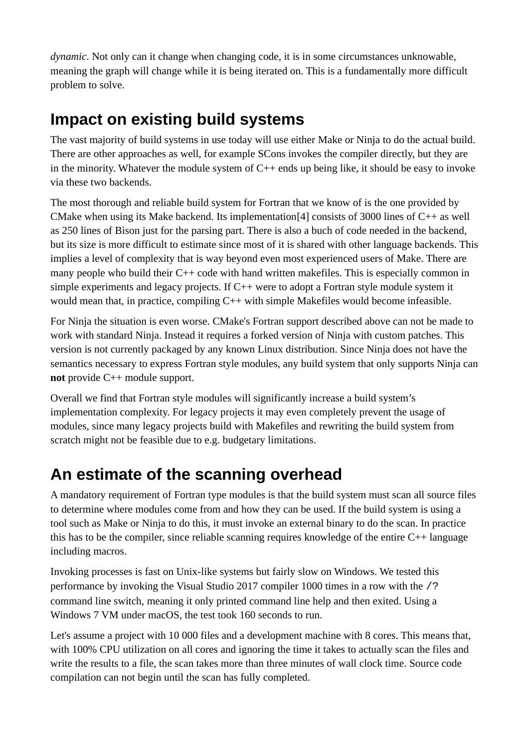*dynamic*. Not only can it change when changing code, it is in some circumstances unknowable, meaning the graph will change while it is being iterated on. This is a fundamentally more difficult problem to solve.

## Impact on existing build systems

The vast majority of build systems in use today will use either Make or Ninja to do the actual build. There are other approaches as well, for example SCons invokes the compiler directly, but they are in the minority. Whatever the module system of C++ ends up being like, it should be easy to invoke via these two backends.

The most thorough and reliable build system for Fortran that we know of is the one provided by CMake when using its Make backend. Its implementation[4] consists of 3000 lines of C++ as well as 250 lines of Bison just for the parsing part. There is also a buch of code needed in the backend, but its size is more difficult to estimate since most of it is shared with other language backends. This implies a level of complexity that is way beyond even most experienced users of Make. There are many people who build their C++ code with hand written makefiles. This is especially common in simple experiments and legacy projects. If C++ were to adopt a Fortran style module system it would mean that, in practice, compiling C++ with simple Makefiles would become infeasible.

For Ninja the situation is even worse. CMake's Fortran support described above can not be made to work with standard Ninja. Instead it requires a forked version of Ninja with custom patches. This version is not currently packaged by any known Linux distribution. Since Ninja does not have the semantics necessary to express Fortran style modules, any build system that only supports Ninja can **not** provide C++ module support.

Overall we find that Fortran style modules will significantly increase a build system's implementation complexity. For legacy projects it may even completely prevent the usage of modules, since many legacy projects build with Makefiles and rewriting the build system from scratch might not be feasible due to e.g. budgetary limitations.

## An estimate of the scanning overhead

A mandatory requirement of Fortran type modules is that the build system must scan all source files to determine where modules come from and how they can be used. If the build system is using a tool such as Make or Ninja to do this, it must invoke an external binary to do the scan. In practice this has to be the compiler, since reliable scanning requires knowledge of the entire C++ language including macros.

Invoking processes is fast on Unix-like systems but fairly slow on Windows. We tested this performance by invoking the Visual Studio 2017 compiler 1000 times in a row with the `/?` command line switch, meaning it only printed command line help and then exited. Using a Windows 7 VM under macOS, the test took 160 seconds to run.

Let's assume a project with 10 000 files and a development machine with 8 cores. This means that, with 100% CPU utilization on all cores and ignoring the time it takes to actually scan the files and write the results to a file, the scan takes more than three minutes of wall clock time. Source code compilation can not begin until the scan has fully completed.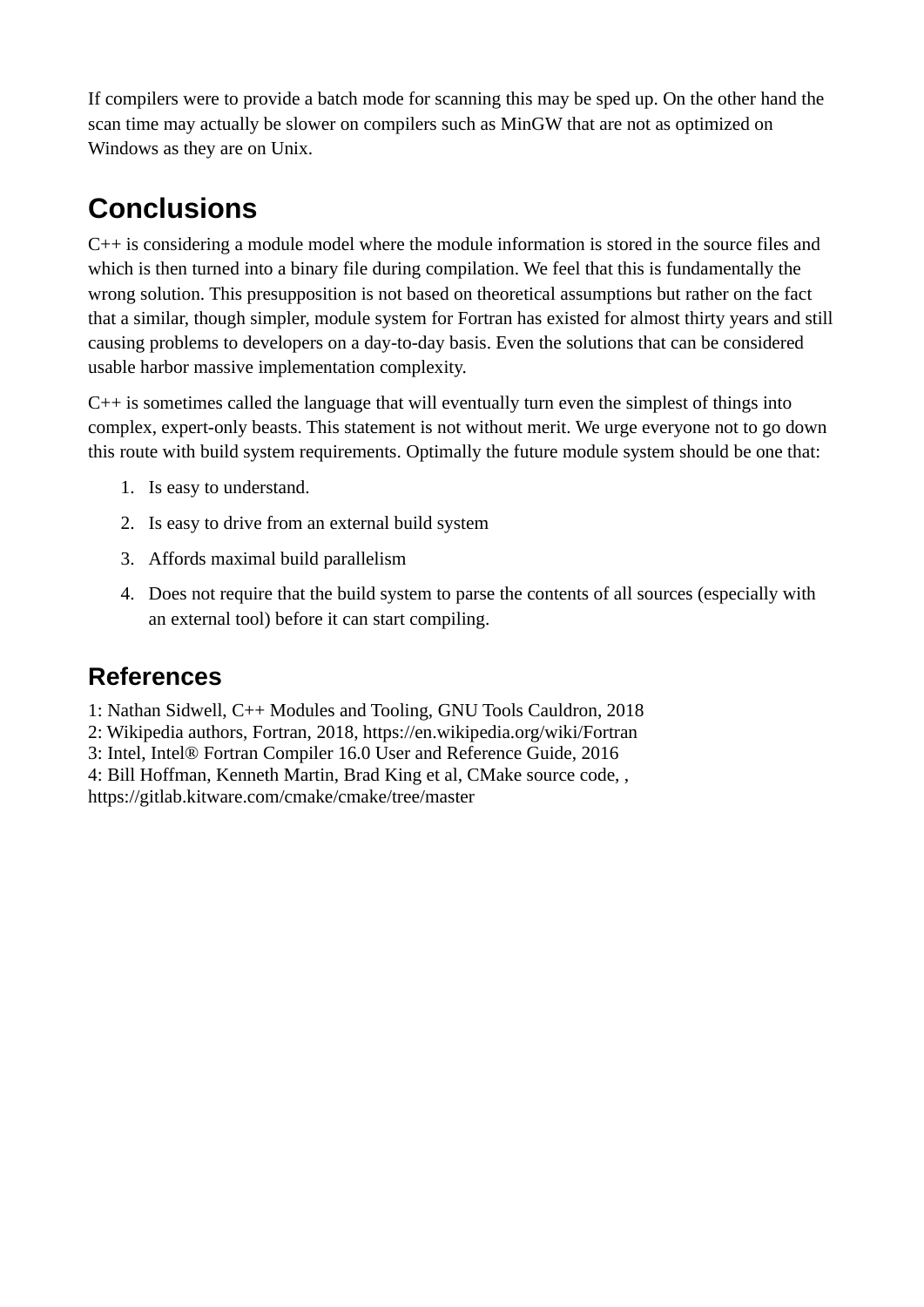If compilers were to provide a batch mode for scanning this may be sped up. On the other hand the scan time may actually be slower on compilers such as MinGW that are not as optimized on Windows as they are on Unix.

## Conclusions

C++ is considering a module model where the module information is stored in the source files and which is then turned into a binary file during compilation. We feel that this is fundamentally the wrong solution. This presupposition is not based on theoretical assumptions but rather on the fact that a similar, though simpler, module system for Fortran has existed for almost thirty years and still causing problems to developers on a day-to-day basis. Even the solutions that can be considered usable harbor massive implementation complexity.

C++ is sometimes called the language that will eventually turn even the simplest of things into complex, expert-only beasts. This statement is not without merit. We urge everyone not to go down this route with build system requirements. Optimally the future module system should be one that:

1. Is easy to understand.
2. Is easy to drive from an external build system
3. Affords maximal build parallelism
4. Does not require that the build system to parse the contents of all sources (especially with an external tool) before it can start compiling.

## References

1: Nathan Sidwell, C++ Modules and Tooling, GNU Tools Cauldron, 2018
2: Wikipedia authors, Fortran, 2018, https://en.wikipedia.org/wiki/Fortran
3: Intel, Intel® Fortran Compiler 16.0 User and Reference Guide, 2016
4: Bill Hoffman, Kenneth Martin, Brad King et al, CMake source code, , https://gitlab.kitware.com/cmake/cmake/tree/master